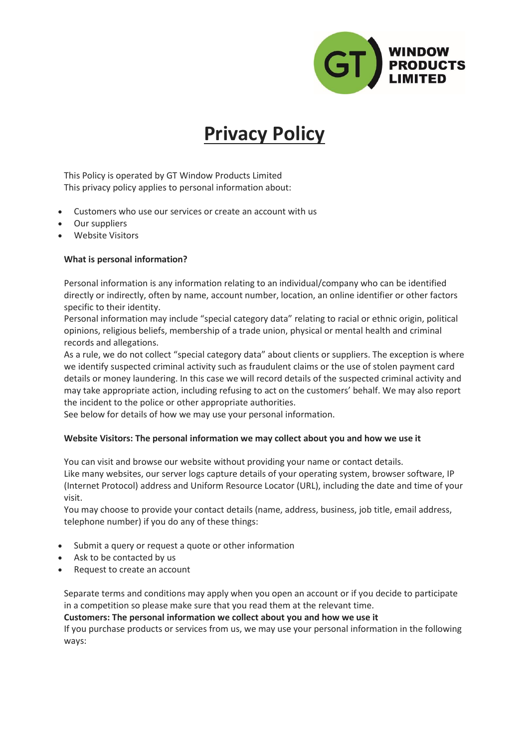# Privacy Policy

This Policy is operated by GT Window Products Limited
This privacy policy applies to personal information about:

- Customers who use our services or create an account with us
- Our suppliers
- Website Visitors

**What is personal information?**

Personal information is any information relating to an individual/company who can be identified directly or indirectly, often by name, account number, location, an online identifier or other factors specific to their identity.
Personal information may include "special category data" relating to racial or ethnic origin, political opinions, religious beliefs, membership of a trade union, physical or mental health and criminal records and allegations.
As a rule, we do not collect "special category data" about clients or suppliers. The exception is where we identify suspected criminal activity such as fraudulent claims or the use of stolen payment card details or money laundering. In this case we will record details of the suspected criminal activity and may take appropriate action, including refusing to act on the customers' behalf. We may also report the incident to the police or other appropriate authorities.
See below for details of how we may use your personal information.

**Website Visitors: The personal information we may collect about you and how we use it**

You can visit and browse our website without providing your name or contact details.
Like many websites, our server logs capture details of your operating system, browser software, IP (Internet Protocol) address and Uniform Resource Locator (URL), including the date and time of your visit.
You may choose to provide your contact details (name, address, business, job title, email address, telephone number) if you do any of these things:

- Submit a query or request a quote or other information
- Ask to be contacted by us
- Request to create an account

Separate terms and conditions may apply when you open an account or if you decide to participate in a competition so please make sure that you read them at the relevant time.
**Customers: The personal information we collect about you and how we use it**
If you purchase products or services from us, we may use your personal information in the following ways: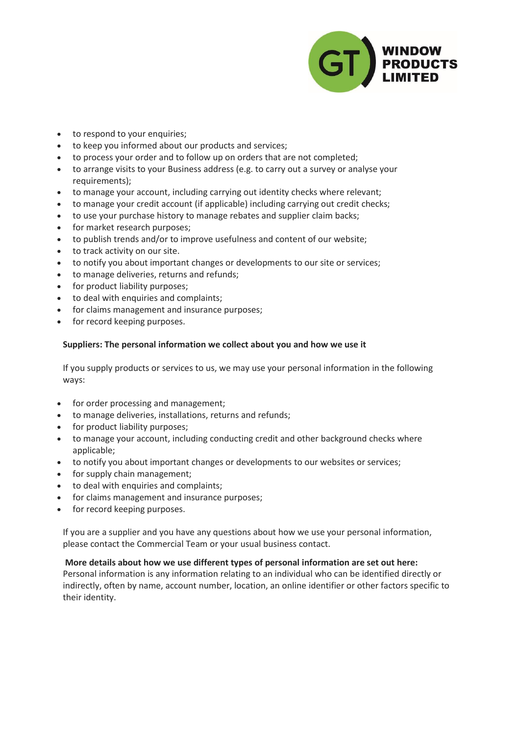- to respond to your enquiries;
- to keep you informed about our products and services;
- to process your order and to follow up on orders that are not completed;
- to arrange visits to your Business address (e.g. to carry out a survey or analyse your requirements);
- to manage your account, including carrying out identity checks where relevant;
- to manage your credit account (if applicable) including carrying out credit checks;
- to use your purchase history to manage rebates and supplier claim backs;
- for market research purposes;
- to publish trends and/or to improve usefulness and content of our website;
- to track activity on our site.
- to notify you about important changes or developments to our site or services;
- to manage deliveries, returns and refunds;
- for product liability purposes;
- to deal with enquiries and complaints;
- for claims management and insurance purposes;
- for record keeping purposes.

**Suppliers: The personal information we collect about you and how we use it**

If you supply products or services to us, we may use your personal information in the following ways:

- for order processing and management;
- to manage deliveries, installations, returns and refunds;
- for product liability purposes;
- to manage your account, including conducting credit and other background checks where applicable;
- to notify you about important changes or developments to our websites or services;
- for supply chain management;
- to deal with enquiries and complaints;
- for claims management and insurance purposes;
- for record keeping purposes.

If you are a supplier and you have any questions about how we use your personal information, please contact the Commercial Team or your usual business contact.

**More details about how we use different types of personal information are set out here:**
Personal information is any information relating to an individual who can be identified directly or indirectly, often by name, account number, location, an online identifier or other factors specific to their identity.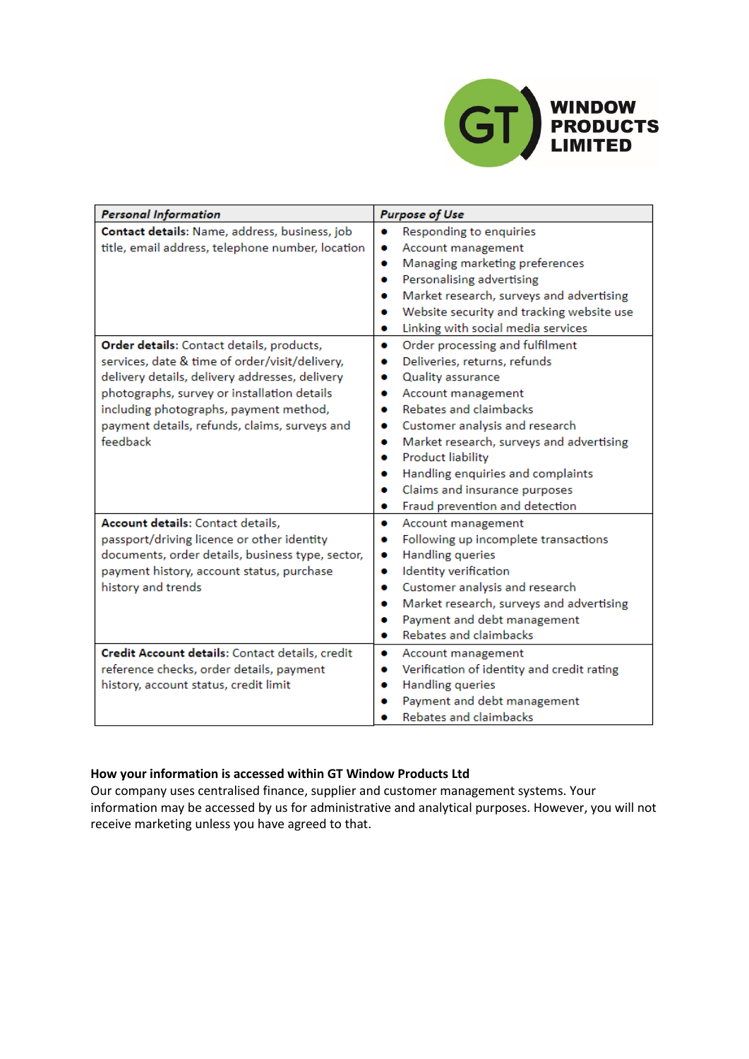| ***Personal Information*** | ***Purpose of Use*** |
|---|---|
| **Contact details**: Name, address, business, job title, email address, telephone number, location | • Responding to enquiries<br>• Account management<br>• Managing marketing preferences<br>• Personalising advertising<br>• Market research, surveys and advertising<br>• Website security and tracking website use<br>• Linking with social media services |
| **Order details**: Contact details, products, services, date & time of order/visit/delivery, delivery details, delivery addresses, delivery photographs, survey or installation details including photographs, payment method, payment details, refunds, claims, surveys and feedback | • Order processing and fulfilment<br>• Deliveries, returns, refunds<br>• Quality assurance<br>• Account management<br>• Rebates and claimbacks<br>• Customer analysis and research<br>• Market research, surveys and advertising<br>• Product liability<br>• Handling enquiries and complaints<br>• Claims and insurance purposes<br>• Fraud prevention and detection |
| **Account details**: Contact details, passport/driving licence or other identity documents, order details, business type, sector, payment history, account status, purchase history and trends | • Account management<br>• Following up incomplete transactions<br>• Handling queries<br>• Identity verification<br>• Customer analysis and research<br>• Market research, surveys and advertising<br>• Payment and debt management<br>• Rebates and claimbacks |
| **Credit Account details**: Contact details, credit reference checks, order details, payment history, account status, credit limit | • Account management<br>• Verification of identity and credit rating<br>• Handling queries<br>• Payment and debt management<br>• Rebates and claimbacks |

**How your information is accessed within GT Window Products Ltd**

Our company uses centralised finance, supplier and customer management systems. Your information may be accessed by us for administrative and analytical purposes. However, you will not receive marketing unless you have agreed to that.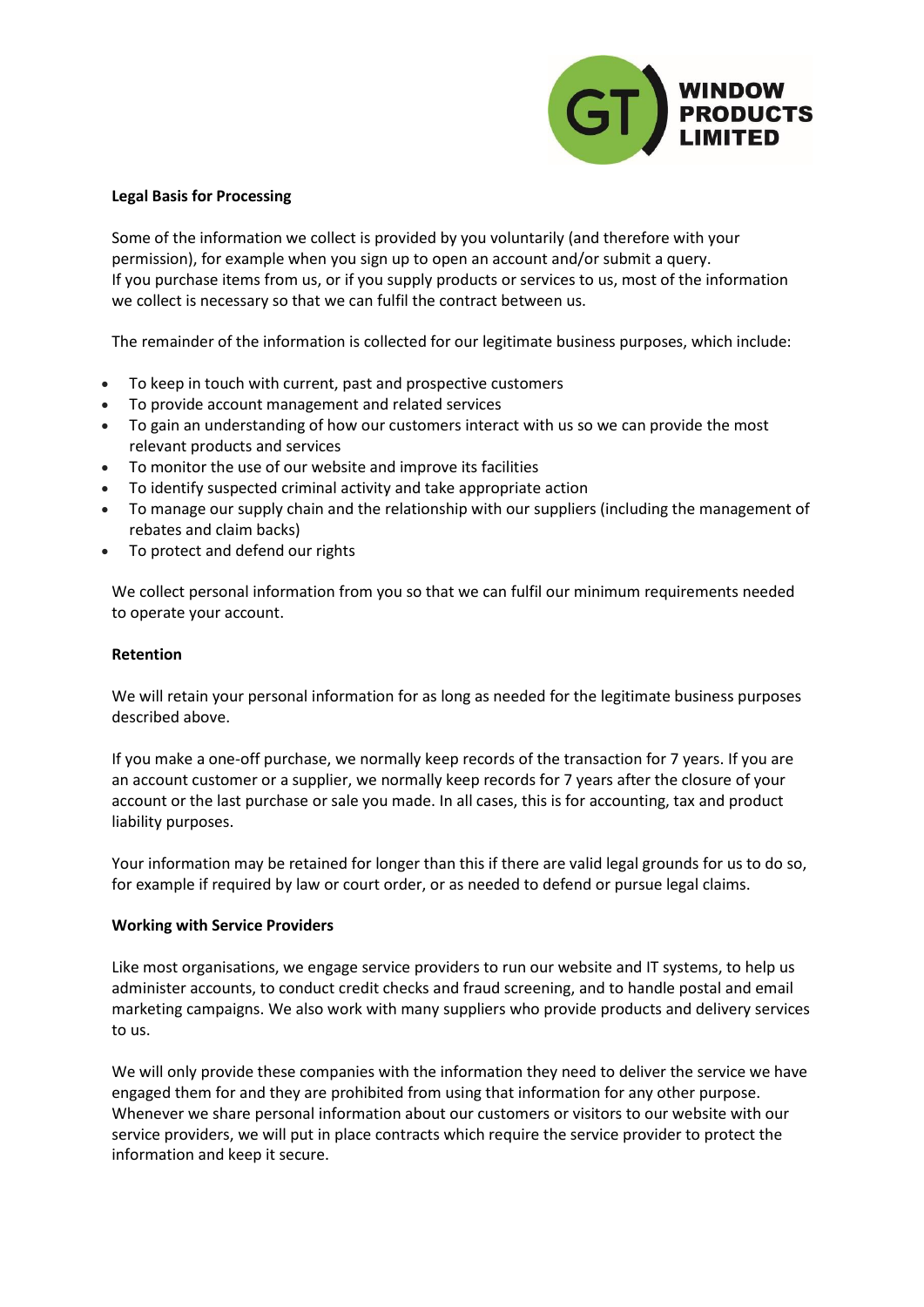## Legal Basis for Processing

Some of the information we collect is provided by you voluntarily (and therefore with your permission), for example when you sign up to open an account and/or submit a query.
If you purchase items from us, or if you supply products or services to us, most of the information we collect is necessary so that we can fulfil the contract between us.

The remainder of the information is collected for our legitimate business purposes, which include:

- To keep in touch with current, past and prospective customers
- To provide account management and related services
- To gain an understanding of how our customers interact with us so we can provide the most relevant products and services
- To monitor the use of our website and improve its facilities
- To identify suspected criminal activity and take appropriate action
- To manage our supply chain and the relationship with our suppliers (including the management of rebates and claim backs)
- To protect and defend our rights

We collect personal information from you so that we can fulfil our minimum requirements needed to operate your account.

## Retention

We will retain your personal information for as long as needed for the legitimate business purposes described above.

If you make a one-off purchase, we normally keep records of the transaction for 7 years. If you are an account customer or a supplier, we normally keep records for 7 years after the closure of your account or the last purchase or sale you made. In all cases, this is for accounting, tax and product liability purposes.

Your information may be retained for longer than this if there are valid legal grounds for us to do so, for example if required by law or court order, or as needed to defend or pursue legal claims.

## Working with Service Providers

Like most organisations, we engage service providers to run our website and IT systems, to help us administer accounts, to conduct credit checks and fraud screening, and to handle postal and email marketing campaigns. We also work with many suppliers who provide products and delivery services to us.

We will only provide these companies with the information they need to deliver the service we have engaged them for and they are prohibited from using that information for any other purpose. Whenever we share personal information about our customers or visitors to our website with our service providers, we will put in place contracts which require the service provider to protect the information and keep it secure.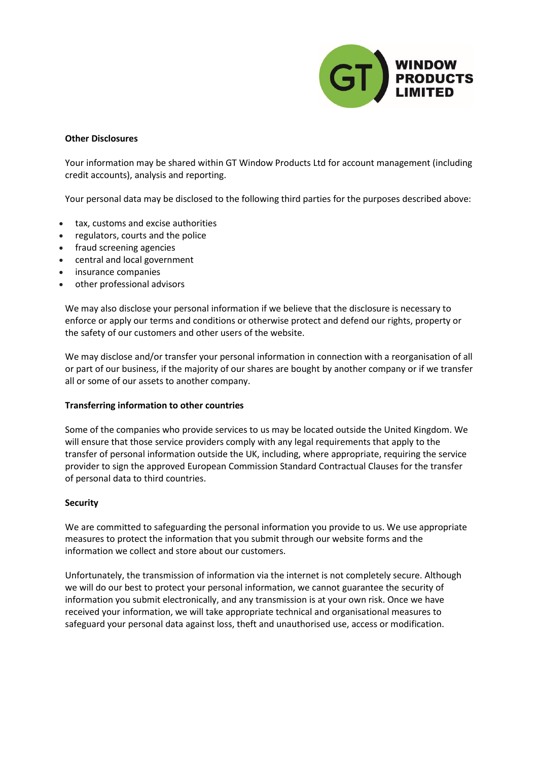**Other Disclosures**

Your information may be shared within GT Window Products Ltd for account management (including credit accounts), analysis and reporting.

Your personal data may be disclosed to the following third parties for the purposes described above:

- tax, customs and excise authorities
- regulators, courts and the police
- fraud screening agencies
- central and local government
- insurance companies
- other professional advisors

We may also disclose your personal information if we believe that the disclosure is necessary to enforce or apply our terms and conditions or otherwise protect and defend our rights, property or the safety of our customers and other users of the website.

We may disclose and/or transfer your personal information in connection with a reorganisation of all or part of our business, if the majority of our shares are bought by another company or if we transfer all or some of our assets to another company.

**Transferring information to other countries**

Some of the companies who provide services to us may be located outside the United Kingdom. We will ensure that those service providers comply with any legal requirements that apply to the transfer of personal information outside the UK, including, where appropriate, requiring the service provider to sign the approved European Commission Standard Contractual Clauses for the transfer of personal data to third countries.

**Security**

We are committed to safeguarding the personal information you provide to us. We use appropriate measures to protect the information that you submit through our website forms and the information we collect and store about our customers.

Unfortunately, the transmission of information via the internet is not completely secure. Although we will do our best to protect your personal information, we cannot guarantee the security of information you submit electronically, and any transmission is at your own risk. Once we have received your information, we will take appropriate technical and organisational measures to safeguard your personal data against loss, theft and unauthorised use, access or modification.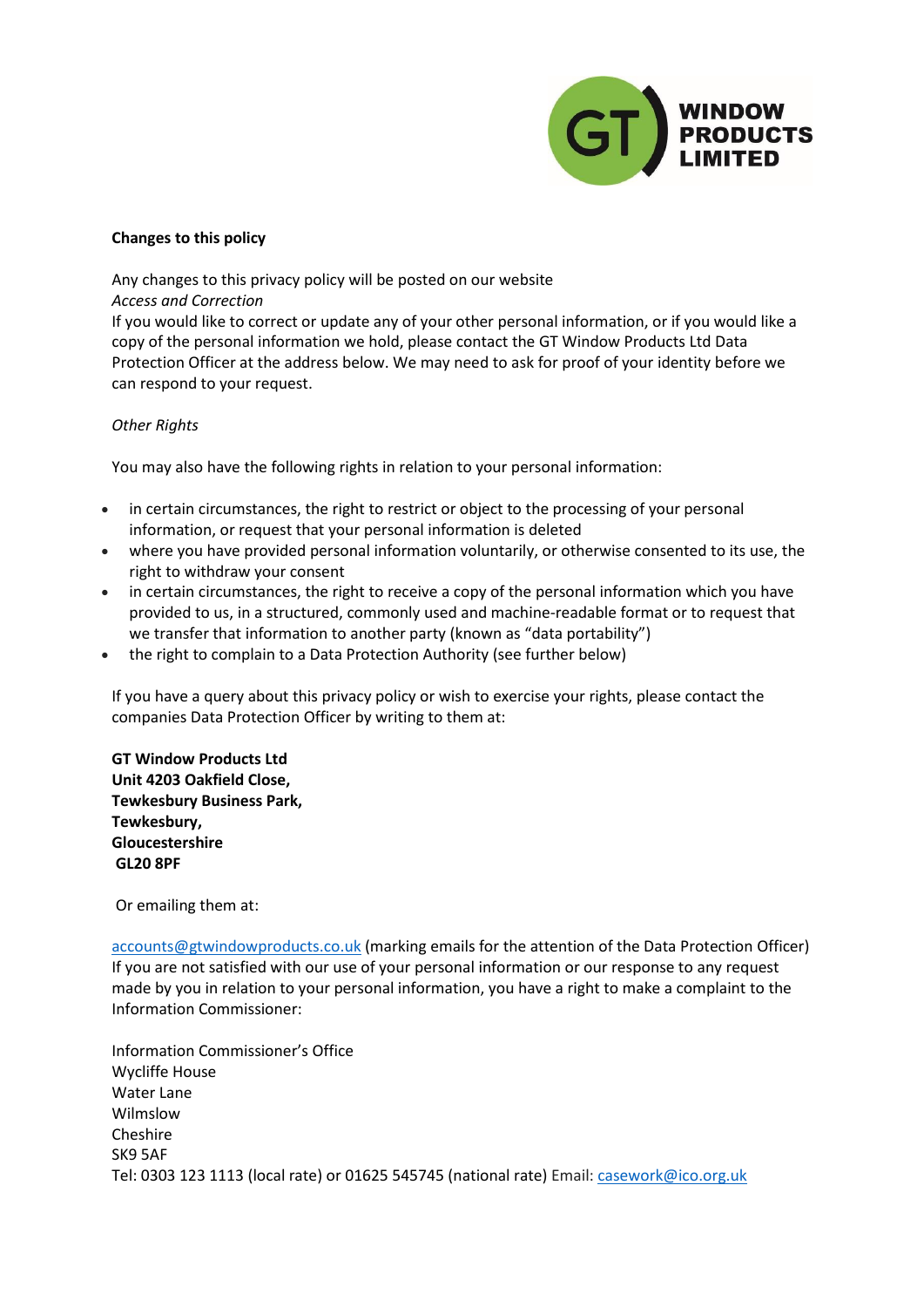**Changes to this policy**

Any changes to this privacy policy will be posted on our website
*Access and Correction*
If you would like to correct or update any of your other personal information, or if you would like a copy of the personal information we hold, please contact the GT Window Products Ltd Data Protection Officer at the address below. We may need to ask for proof of your identity before we can respond to your request.

*Other Rights*

You may also have the following rights in relation to your personal information:

- in certain circumstances, the right to restrict or object to the processing of your personal information, or request that your personal information is deleted
- where you have provided personal information voluntarily, or otherwise consented to its use, the right to withdraw your consent
- in certain circumstances, the right to receive a copy of the personal information which you have provided to us, in a structured, commonly used and machine-readable format or to request that we transfer that information to another party (known as "data portability")
- the right to complain to a Data Protection Authority (see further below)

If you have a query about this privacy policy or wish to exercise your rights, please contact the companies Data Protection Officer by writing to them at:

**GT Window Products Ltd**
**Unit 4203 Oakfield Close,**
**Tewkesbury Business Park,**
**Tewkesbury,**
**Gloucestershire**
**GL20 8PF**

Or emailing them at:

accounts@gtwindowproducts.co.uk (marking emails for the attention of the Data Protection Officer)
If you are not satisfied with our use of your personal information or our response to any request made by you in relation to your personal information, you have a right to make a complaint to the Information Commissioner:

Information Commissioner's Office
Wycliffe House
Water Lane
Wilmslow
Cheshire
SK9 5AF
Tel: 0303 123 1113 (local rate) or 01625 545745 (national rate) Email: casework@ico.org.uk